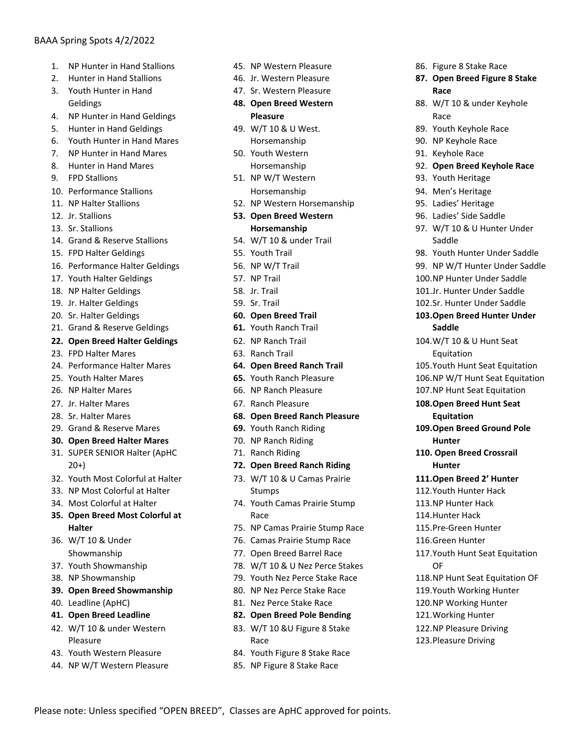BAAA Spring Spots 4/2/2022

1. NP Hunter in Hand Stallions
2. Hunter in Hand Stallions
3. Youth Hunter in Hand Geldings
4. NP Hunter in Hand Geldings
5. Hunter in Hand Geldings
6. Youth Hunter in Hand Mares
7. NP Hunter in Hand Mares
8. Hunter in Hand Mares
9. FPD Stallions
10. Performance Stallions
11. NP Halter Stallions
12. Jr. Stallions
13. Sr. Stallions
14. Grand & Reserve Stallions
15. FPD Halter Geldings
16. Performance Halter Geldings
17. Youth Halter Geldings
18. NP Halter Geldings
19. Jr. Halter Geldings
20. Sr. Halter Geldings
21. Grand & Reserve Geldings
22. **Open Breed Halter Geldings**
23. FPD Halter Mares
24. Performance Halter Mares
25. Youth Halter Mares
26. NP Halter Mares
27. Jr. Halter Mares
28. Sr. Halter Mares
29. Grand & Reserve Mares
30. **Open Breed Halter Mares**
31. SUPER SENIOR Halter (ApHC 20+)
32. Youth Most Colorful at Halter
33. NP Most Colorful at Halter
34. Most Colorful at Halter
35. **Open Breed Most Colorful at Halter**
36. W/T 10 & Under Showmanship
37. Youth Showmanship
38. NP Showmanship
39. **Open Breed Showmanship**
40. Leadline (ApHC)
41. **Open Breed Leadline**
42. W/T 10 & under Western Pleasure
43. Youth Western Pleasure
44. NP W/T Western Pleasure
45. NP Western Pleasure
46. Jr. Western Pleasure
47. Sr. Western Pleasure
48. **Open Breed Western Pleasure**
49. W/T 10 & U West. Horsemanship
50. Youth Western Horsemanship
51. NP W/T Western Horsemanship
52. NP Western Horsemanship
53. **Open Breed Western Horsemanship**
54. W/T 10 & under Trail
55. Youth Trail
56. NP W/T Trail
57. NP Trail
58. Jr. Trail
59. Sr. Trail
60. **Open Breed Trail**
61. Youth Ranch Trail
62. NP Ranch Trail
63. Ranch Trail
64. **Open Breed Ranch Trail**
65. Youth Ranch Pleasure
66. NP Ranch Pleasure
67. Ranch Pleasure
68. **Open Breed Ranch Pleasure**
69. Youth Ranch Riding
70. NP Ranch Riding
71. Ranch Riding
72. **Open Breed Ranch Riding**
73. W/T 10 & U Camas Prairie Stumps
74. Youth Camas Prairie Stump Race
75. NP Camas Prairie Stump Race
76. Camas Prairie Stump Race
77. Open Breed Barrel Race
78. W/T 10 & U Nez Perce Stakes
79. Youth Nez Perce Stake Race
80. NP Nez Perce Stake Race
81. Nez Perce Stake Race
82. **Open Breed Pole Bending**
83. W/T 10 &U Figure 8 Stake Race
84. Youth Figure 8 Stake Race
85. NP Figure 8 Stake Race
86. Figure 8 Stake Race
87. **Open Breed Figure 8 Stake Race**
88. W/T 10 & under Keyhole Race
89. Youth Keyhole Race
90. NP Keyhole Race
91. Keyhole Race
92. **Open Breed Keyhole Race**
93. Youth Heritage
94. Men's Heritage
95. Ladies' Heritage
96. Ladies' Side Saddle
97. W/T 10 & U Hunter Under Saddle
98. Youth Hunter Under Saddle
99. NP W/T Hunter Under Saddle
100. NP Hunter Under Saddle
101. Jr. Hunter Under Saddle
102. Sr. Hunter Under Saddle
103. **Open Breed Hunter Under Saddle**
104. W/T 10 & U Hunt Seat Equitation
105. Youth Hunt Seat Equitation
106. NP W/T Hunt Seat Equitation
107. NP Hunt Seat Equitation
108. **Open Breed Hunt Seat Equitation**
109. **Open Breed Ground Pole Hunter**
110. **Open Breed Crossrail Hunter**
111. **Open Breed 2' Hunter**
112. Youth Hunter Hack
113. NP Hunter Hack
114. Hunter Hack
115. Pre-Green Hunter
116. Green Hunter
117. Youth Hunt Seat Equitation OF
118. NP Hunt Seat Equitation OF
119. Youth Working Hunter
120. NP Working Hunter
121. Working Hunter
122. NP Pleasure Driving
123. Pleasure Driving

Please note: Unless specified "OPEN BREED", Classes are ApHC approved for points.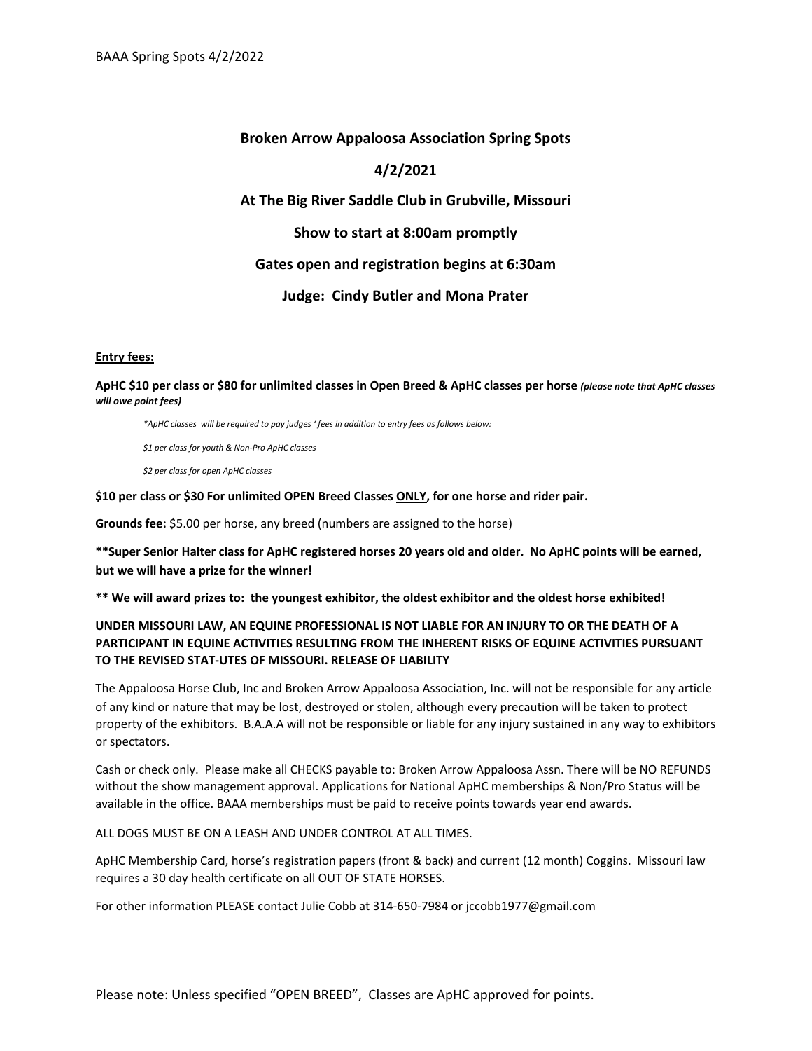**Broken Arrow Appaloosa Association Spring Spots**

**4/2/2021**

**At The Big River Saddle Club in Grubville, Missouri**

**Show to start at 8:00am promptly**

**Gates open and registration begins at 6:30am**

**Judge: Cindy Butler and Mona Prater**

**Entry fees:**

**ApHC $10 per class or $80 for unlimited classes in Open Breed & ApHC classes per horse** ***(please note that ApHC classes will owe point fees)***

> *\*ApHC classes will be required to pay judges ' fees in addition to entry fees as follows below:*
>
> *$1 per class for youth & Non-Pro ApHC classes*
>
> *$2 per class for open ApHC classes*

**$10 per class or $30 For unlimited OPEN Breed Classes ONLY, for one horse and rider pair.**

**Grounds fee:** $5.00 per horse, any breed (numbers are assigned to the horse)

**\*\*Super Senior Halter class for ApHC registered horses 20 years old and older. No ApHC points will be earned, but we will have a prize for the winner!**

**\*\* We will award prizes to: the youngest exhibitor, the oldest exhibitor and the oldest horse exhibited!**

**UNDER MISSOURI LAW, AN EQUINE PROFESSIONAL IS NOT LIABLE FOR AN INJURY TO OR THE DEATH OF A PARTICIPANT IN EQUINE ACTIVITIES RESULTING FROM THE INHERENT RISKS OF EQUINE ACTIVITIES PURSUANT TO THE REVISED STAT-UTES OF MISSOURI. RELEASE OF LIABILITY**

The Appaloosa Horse Club, Inc and Broken Arrow Appaloosa Association, Inc. will not be responsible for any article of any kind or nature that may be lost, destroyed or stolen, although every precaution will be taken to protect property of the exhibitors. B.A.A.A will not be responsible or liable for any injury sustained in any way to exhibitors or spectators.

Cash or check only. Please make all CHECKS payable to: Broken Arrow Appaloosa Assn. There will be NO REFUNDS without the show management approval. Applications for National ApHC memberships & Non/Pro Status will be available in the office. BAAA memberships must be paid to receive points towards year end awards.

ALL DOGS MUST BE ON A LEASH AND UNDER CONTROL AT ALL TIMES.

ApHC Membership Card, horse's registration papers (front & back) and current (12 month) Coggins. Missouri law requires a 30 day health certificate on all OUT OF STATE HORSES.

For other information PLEASE contact Julie Cobb at 314-650-7984 or jccobb1977@gmail.com

Please note: Unless specified "OPEN BREED", Classes are ApHC approved for points.